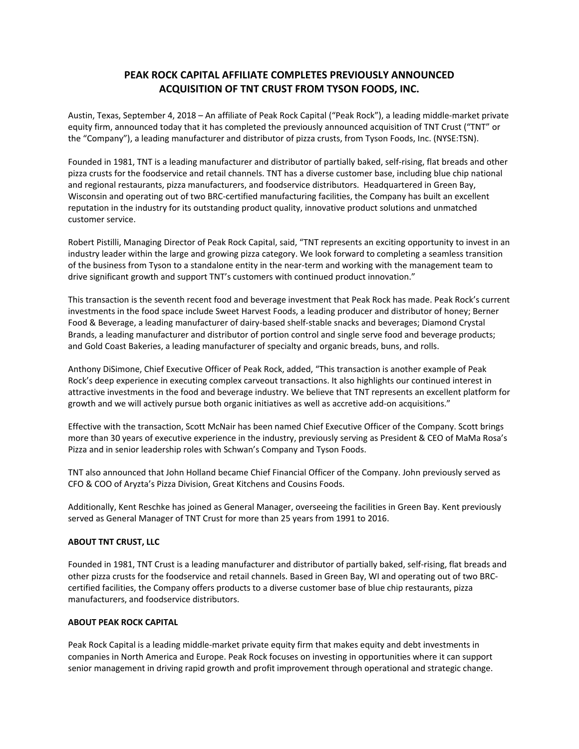# PEAK ROCK CAPITAL AFFILIATE COMPLETES PREVIOUSLY ANNOUNCED ACQUISITION OF TNT CRUST FROM TYSON FOODS, INC.

Austin, Texas, September 4, 2018 – An affiliate of Peak Rock Capital ("Peak Rock"), a leading middle-market private equity firm, announced today that it has completed the previously announced acquisition of TNT Crust ("TNT" or the "Company"), a leading manufacturer and distributor of pizza crusts, from Tyson Foods, Inc. (NYSE:TSN).

Founded in 1981, TNT is a leading manufacturer and distributor of partially baked, self-rising, flat breads and other pizza crusts for the foodservice and retail channels. TNT has a diverse customer base, including blue chip national and regional restaurants, pizza manufacturers, and foodservice distributors. Headquartered in Green Bay, Wisconsin and operating out of two BRC-certified manufacturing facilities, the Company has built an excellent reputation in the industry for its outstanding product quality, innovative product solutions and unmatched customer service.

Robert Pistilli, Managing Director of Peak Rock Capital, said, "TNT represents an exciting opportunity to invest in an industry leader within the large and growing pizza category. We look forward to completing a seamless transition of the business from Tyson to a standalone entity in the near-term and working with the management team to drive significant growth and support TNT's customers with continued product innovation."

This transaction is the seventh recent food and beverage investment that Peak Rock has made. Peak Rock's current investments in the food space include Sweet Harvest Foods, a leading producer and distributor of honey; Berner Food & Beverage, a leading manufacturer of dairy-based shelf-stable snacks and beverages; Diamond Crystal Brands, a leading manufacturer and distributor of portion control and single serve food and beverage products; and Gold Coast Bakeries, a leading manufacturer of specialty and organic breads, buns, and rolls.

Anthony DiSimone, Chief Executive Officer of Peak Rock, added, "This transaction is another example of Peak Rock's deep experience in executing complex carveout transactions. It also highlights our continued interest in attractive investments in the food and beverage industry. We believe that TNT represents an excellent platform for growth and we will actively pursue both organic initiatives as well as accretive add-on acquisitions."

Effective with the transaction, Scott McNair has been named Chief Executive Officer of the Company. Scott brings more than 30 years of executive experience in the industry, previously serving as President & CEO of MaMa Rosa's Pizza and in senior leadership roles with Schwan's Company and Tyson Foods.

TNT also announced that John Holland became Chief Financial Officer of the Company. John previously served as CFO & COO of Aryzta's Pizza Division, Great Kitchens and Cousins Foods.

Additionally, Kent Reschke has joined as General Manager, overseeing the facilities in Green Bay. Kent previously served as General Manager of TNT Crust for more than 25 years from 1991 to 2016.

**ABOUT TNT CRUST, LLC**

Founded in 1981, TNT Crust is a leading manufacturer and distributor of partially baked, self-rising, flat breads and other pizza crusts for the foodservice and retail channels. Based in Green Bay, WI and operating out of two BRC-certified facilities, the Company offers products to a diverse customer base of blue chip restaurants, pizza manufacturers, and foodservice distributors.

**ABOUT PEAK ROCK CAPITAL**

Peak Rock Capital is a leading middle-market private equity firm that makes equity and debt investments in companies in North America and Europe. Peak Rock focuses on investing in opportunities where it can support senior management in driving rapid growth and profit improvement through operational and strategic change.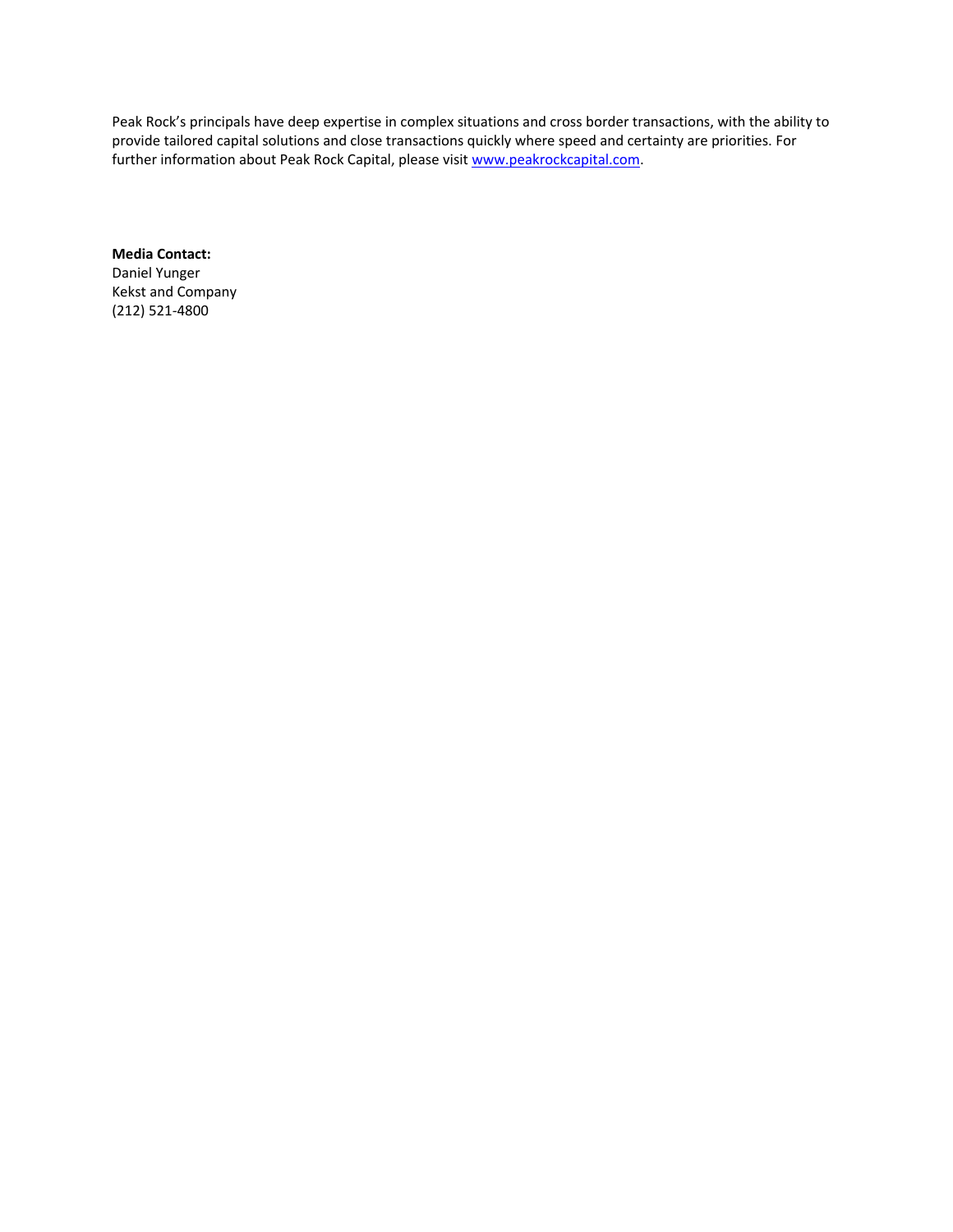Peak Rock's principals have deep expertise in complex situations and cross border transactions, with the ability to provide tailored capital solutions and close transactions quickly where speed and certainty are priorities. For further information about Peak Rock Capital, please visit [www.peakrockcapital.com](http://www.peakrockcapital.com).

**Media Contact:**
Daniel Yunger
Kekst and Company
(212) 521-4800